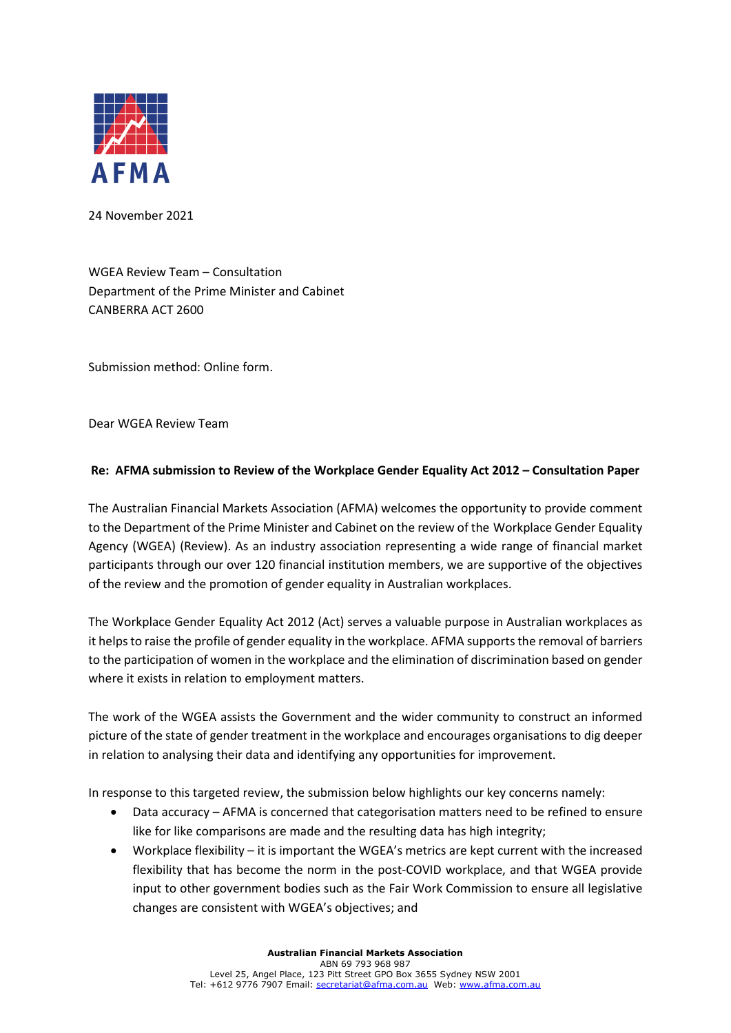AFMA

24 November 2021

WGEA Review Team – Consultation
Department of the Prime Minister and Cabinet
CANBERRA ACT 2600

Submission method: Online form.

Dear WGEA Review Team

**Re: AFMA submission to Review of the Workplace Gender Equality Act 2012 – Consultation Paper**

The Australian Financial Markets Association (AFMA) welcomes the opportunity to provide comment to the Department of the Prime Minister and Cabinet on the review of the Workplace Gender Equality Agency (WGEA) (Review). As an industry association representing a wide range of financial market participants through our over 120 financial institution members, we are supportive of the objectives of the review and the promotion of gender equality in Australian workplaces.

The Workplace Gender Equality Act 2012 (Act) serves a valuable purpose in Australian workplaces as it helps to raise the profile of gender equality in the workplace. AFMA supports the removal of barriers to the participation of women in the workplace and the elimination of discrimination based on gender where it exists in relation to employment matters.

The work of the WGEA assists the Government and the wider community to construct an informed picture of the state of gender treatment in the workplace and encourages organisations to dig deeper in relation to analysing their data and identifying any opportunities for improvement.

In response to this targeted review, the submission below highlights our key concerns namely:

- Data accuracy – AFMA is concerned that categorisation matters need to be refined to ensure like for like comparisons are made and the resulting data has high integrity;
- Workplace flexibility – it is important the WGEA's metrics are kept current with the increased flexibility that has become the norm in the post-COVID workplace, and that WGEA provide input to other government bodies such as the Fair Work Commission to ensure all legislative changes are consistent with WGEA's objectives; and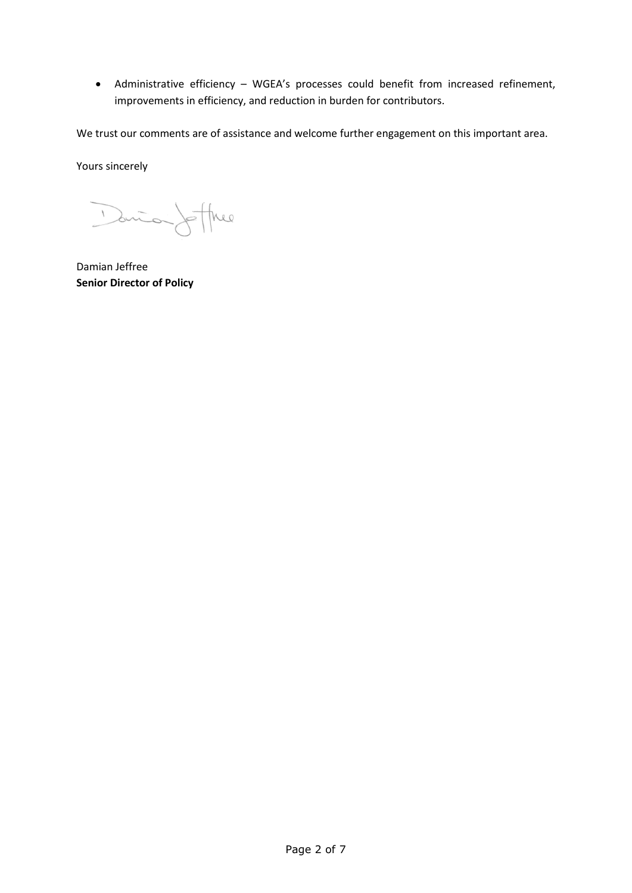- Administrative efficiency – WGEA's processes could benefit from increased refinement, improvements in efficiency, and reduction in burden for contributors.

We trust our comments are of assistance and welcome further engagement on this important area.

Yours sincerely

Damian Jeffree
**Senior Director of Policy**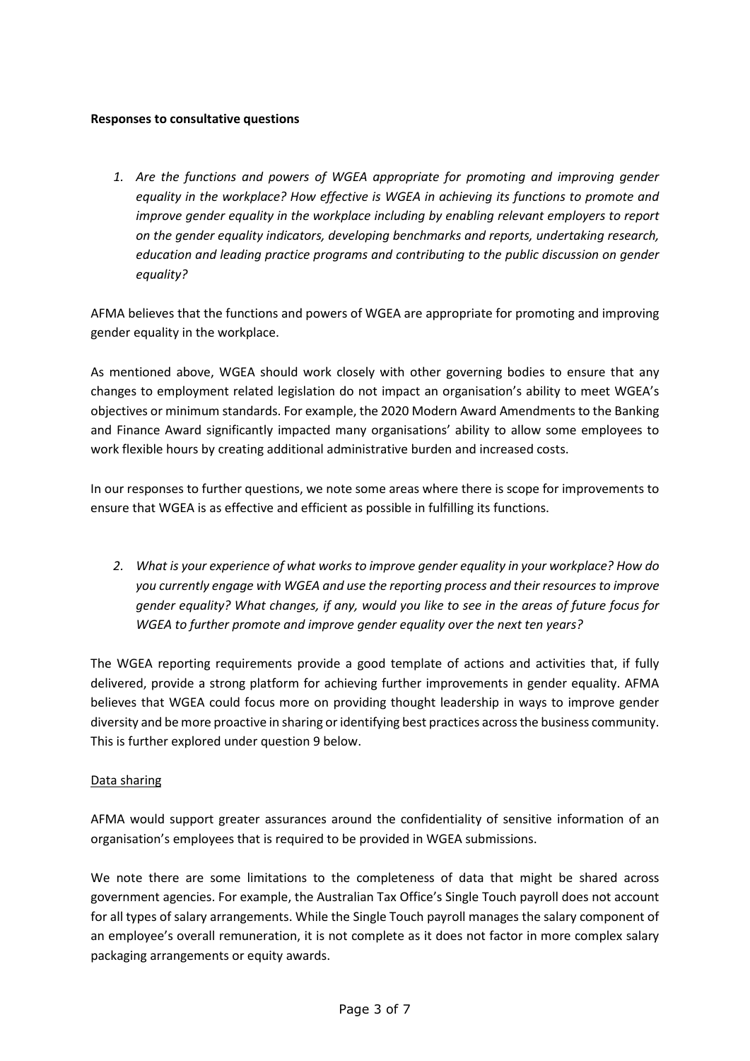**Responses to consultative questions**

1. *Are the functions and powers of WGEA appropriate for promoting and improving gender equality in the workplace? How effective is WGEA in achieving its functions to promote and improve gender equality in the workplace including by enabling relevant employers to report on the gender equality indicators, developing benchmarks and reports, undertaking research, education and leading practice programs and contributing to the public discussion on gender equality?*

AFMA believes that the functions and powers of WGEA are appropriate for promoting and improving gender equality in the workplace.

As mentioned above, WGEA should work closely with other governing bodies to ensure that any changes to employment related legislation do not impact an organisation's ability to meet WGEA's objectives or minimum standards. For example, the 2020 Modern Award Amendments to the Banking and Finance Award significantly impacted many organisations' ability to allow some employees to work flexible hours by creating additional administrative burden and increased costs.

In our responses to further questions, we note some areas where there is scope for improvements to ensure that WGEA is as effective and efficient as possible in fulfilling its functions.

2. *What is your experience of what works to improve gender equality in your workplace? How do you currently engage with WGEA and use the reporting process and their resources to improve gender equality? What changes, if any, would you like to see in the areas of future focus for WGEA to further promote and improve gender equality over the next ten years?*

The WGEA reporting requirements provide a good template of actions and activities that, if fully delivered, provide a strong platform for achieving further improvements in gender equality. AFMA believes that WGEA could focus more on providing thought leadership in ways to improve gender diversity and be more proactive in sharing or identifying best practices across the business community. This is further explored under question 9 below.

<u>Data sharing</u>

AFMA would support greater assurances around the confidentiality of sensitive information of an organisation's employees that is required to be provided in WGEA submissions.

We note there are some limitations to the completeness of data that might be shared across government agencies. For example, the Australian Tax Office's Single Touch payroll does not account for all types of salary arrangements. While the Single Touch payroll manages the salary component of an employee's overall remuneration, it is not complete as it does not factor in more complex salary packaging arrangements or equity awards.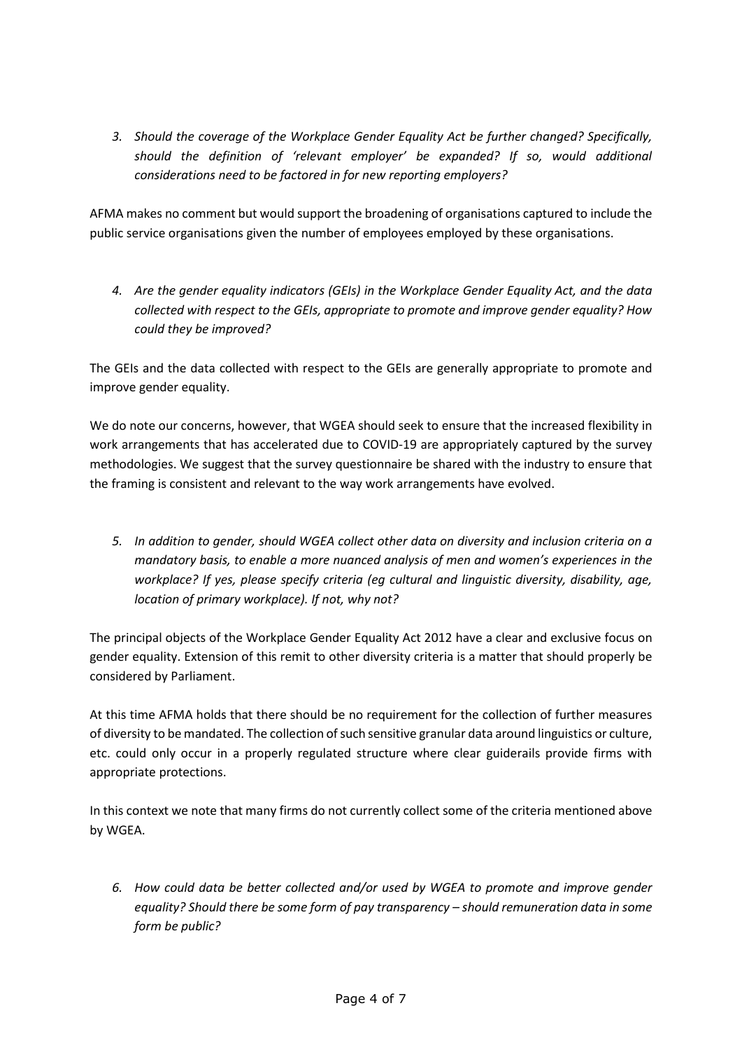3. *Should the coverage of the Workplace Gender Equality Act be further changed? Specifically, should the definition of 'relevant employer' be expanded? If so, would additional considerations need to be factored in for new reporting employers?*

AFMA makes no comment but would support the broadening of organisations captured to include the public service organisations given the number of employees employed by these organisations.

4. *Are the gender equality indicators (GEIs) in the Workplace Gender Equality Act, and the data collected with respect to the GEIs, appropriate to promote and improve gender equality? How could they be improved?*

The GEIs and the data collected with respect to the GEIs are generally appropriate to promote and improve gender equality.

We do note our concerns, however, that WGEA should seek to ensure that the increased flexibility in work arrangements that has accelerated due to COVID-19 are appropriately captured by the survey methodologies. We suggest that the survey questionnaire be shared with the industry to ensure that the framing is consistent and relevant to the way work arrangements have evolved.

5. *In addition to gender, should WGEA collect other data on diversity and inclusion criteria on a mandatory basis, to enable a more nuanced analysis of men and women's experiences in the workplace? If yes, please specify criteria (eg cultural and linguistic diversity, disability, age, location of primary workplace). If not, why not?*

The principal objects of the Workplace Gender Equality Act 2012 have a clear and exclusive focus on gender equality. Extension of this remit to other diversity criteria is a matter that should properly be considered by Parliament.

At this time AFMA holds that there should be no requirement for the collection of further measures of diversity to be mandated. The collection of such sensitive granular data around linguistics or culture, etc. could only occur in a properly regulated structure where clear guiderails provide firms with appropriate protections.

In this context we note that many firms do not currently collect some of the criteria mentioned above by WGEA.

6. *How could data be better collected and/or used by WGEA to promote and improve gender equality? Should there be some form of pay transparency – should remuneration data in some form be public?*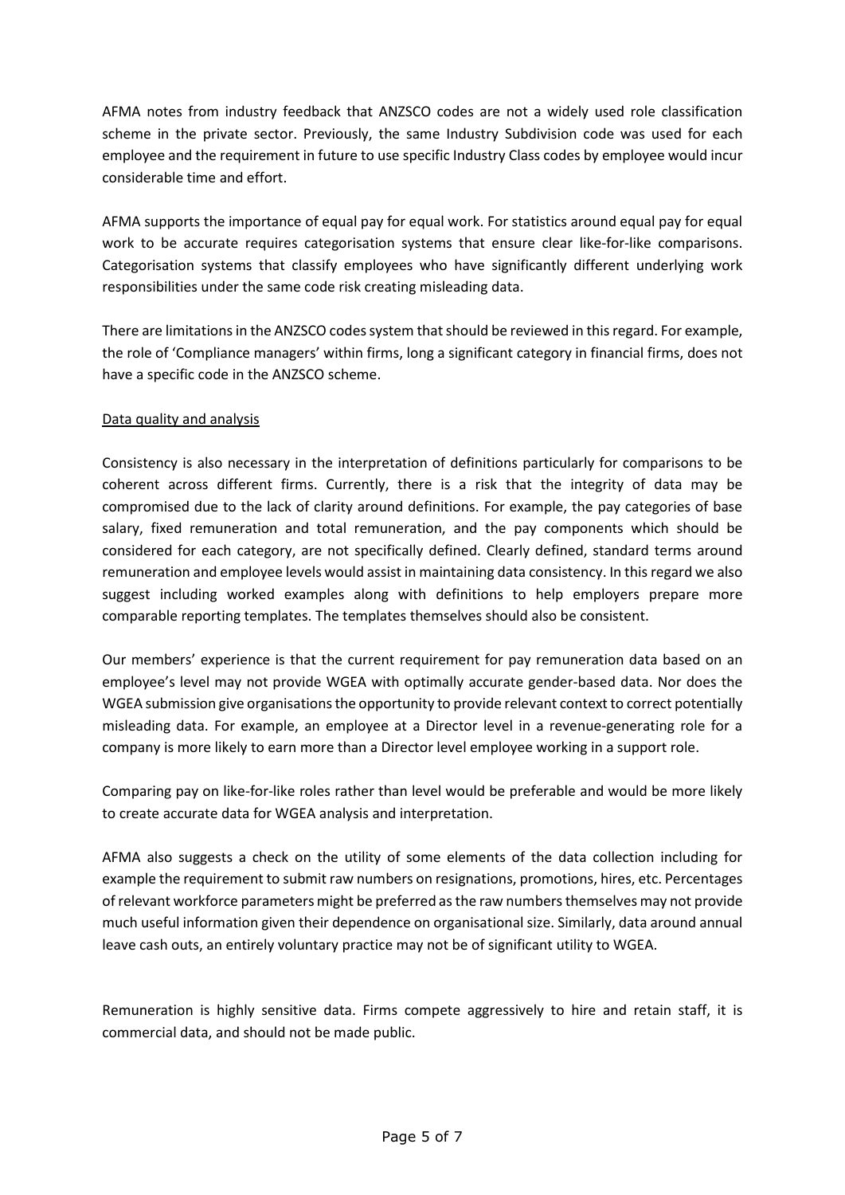AFMA notes from industry feedback that ANZSCO codes are not a widely used role classification scheme in the private sector. Previously, the same Industry Subdivision code was used for each employee and the requirement in future to use specific Industry Class codes by employee would incur considerable time and effort.

AFMA supports the importance of equal pay for equal work. For statistics around equal pay for equal work to be accurate requires categorisation systems that ensure clear like-for-like comparisons. Categorisation systems that classify employees who have significantly different underlying work responsibilities under the same code risk creating misleading data.

There are limitations in the ANZSCO codes system that should be reviewed in this regard. For example, the role of 'Compliance managers' within firms, long a significant category in financial firms, does not have a specific code in the ANZSCO scheme.

<u>Data quality and analysis</u>

Consistency is also necessary in the interpretation of definitions particularly for comparisons to be coherent across different firms. Currently, there is a risk that the integrity of data may be compromised due to the lack of clarity around definitions. For example, the pay categories of base salary, fixed remuneration and total remuneration, and the pay components which should be considered for each category, are not specifically defined. Clearly defined, standard terms around remuneration and employee levels would assist in maintaining data consistency. In this regard we also suggest including worked examples along with definitions to help employers prepare more comparable reporting templates. The templates themselves should also be consistent.

Our members' experience is that the current requirement for pay remuneration data based on an employee's level may not provide WGEA with optimally accurate gender-based data. Nor does the WGEA submission give organisations the opportunity to provide relevant context to correct potentially misleading data. For example, an employee at a Director level in a revenue-generating role for a company is more likely to earn more than a Director level employee working in a support role.

Comparing pay on like-for-like roles rather than level would be preferable and would be more likely to create accurate data for WGEA analysis and interpretation.

AFMA also suggests a check on the utility of some elements of the data collection including for example the requirement to submit raw numbers on resignations, promotions, hires, etc. Percentages of relevant workforce parameters might be preferred as the raw numbers themselves may not provide much useful information given their dependence on organisational size. Similarly, data around annual leave cash outs, an entirely voluntary practice may not be of significant utility to WGEA.

Remuneration is highly sensitive data. Firms compete aggressively to hire and retain staff, it is commercial data, and should not be made public.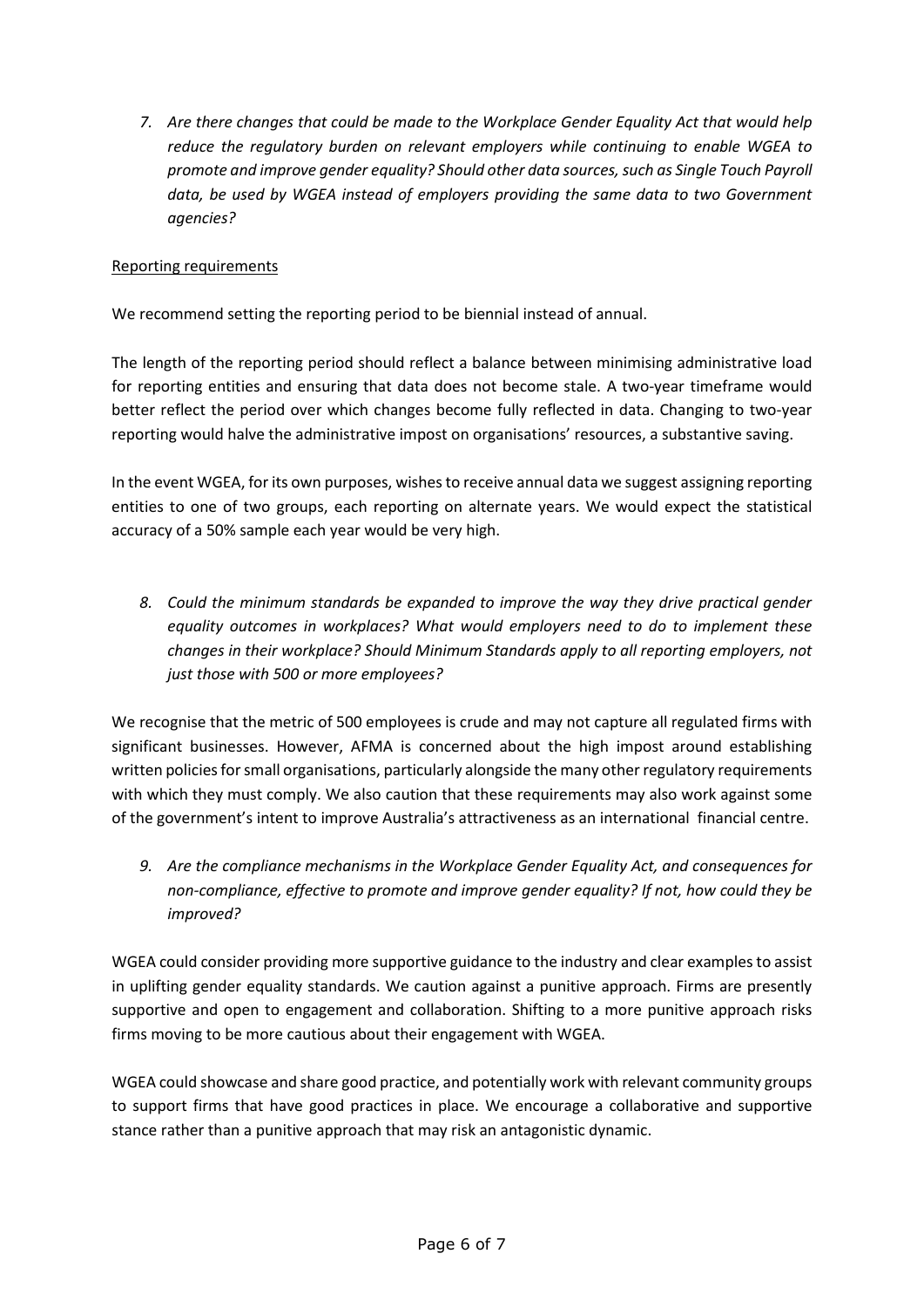7. *Are there changes that could be made to the Workplace Gender Equality Act that would help reduce the regulatory burden on relevant employers while continuing to enable WGEA to promote and improve gender equality? Should other data sources, such as Single Touch Payroll data, be used by WGEA instead of employers providing the same data to two Government agencies?*

<u>Reporting requirements</u>

We recommend setting the reporting period to be biennial instead of annual.

The length of the reporting period should reflect a balance between minimising administrative load for reporting entities and ensuring that data does not become stale. A two-year timeframe would better reflect the period over which changes become fully reflected in data. Changing to two-year reporting would halve the administrative impost on organisations' resources, a substantive saving.

In the event WGEA, for its own purposes, wishes to receive annual data we suggest assigning reporting entities to one of two groups, each reporting on alternate years. We would expect the statistical accuracy of a 50% sample each year would be very high.

8. *Could the minimum standards be expanded to improve the way they drive practical gender equality outcomes in workplaces? What would employers need to do to implement these changes in their workplace? Should Minimum Standards apply to all reporting employers, not just those with 500 or more employees?*

We recognise that the metric of 500 employees is crude and may not capture all regulated firms with significant businesses. However, AFMA is concerned about the high impost around establishing written policies for small organisations, particularly alongside the many other regulatory requirements with which they must comply. We also caution that these requirements may also work against some of the government's intent to improve Australia's attractiveness as an international financial centre.

9. *Are the compliance mechanisms in the Workplace Gender Equality Act, and consequences for non-compliance, effective to promote and improve gender equality? If not, how could they be improved?*

WGEA could consider providing more supportive guidance to the industry and clear examples to assist in uplifting gender equality standards. We caution against a punitive approach. Firms are presently supportive and open to engagement and collaboration. Shifting to a more punitive approach risks firms moving to be more cautious about their engagement with WGEA.

WGEA could showcase and share good practice, and potentially work with relevant community groups to support firms that have good practices in place. We encourage a collaborative and supportive stance rather than a punitive approach that may risk an antagonistic dynamic.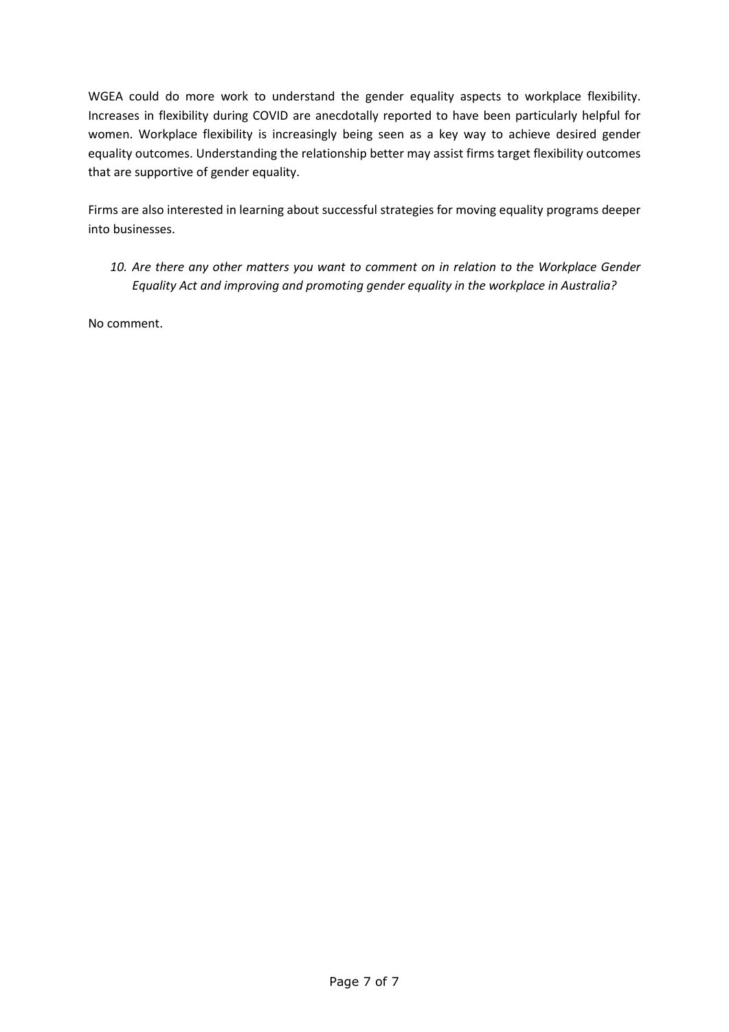WGEA could do more work to understand the gender equality aspects to workplace flexibility. Increases in flexibility during COVID are anecdotally reported to have been particularly helpful for women. Workplace flexibility is increasingly being seen as a key way to achieve desired gender equality outcomes. Understanding the relationship better may assist firms target flexibility outcomes that are supportive of gender equality.

Firms are also interested in learning about successful strategies for moving equality programs deeper into businesses.

10. *Are there any other matters you want to comment on in relation to the Workplace Gender Equality Act and improving and promoting gender equality in the workplace in Australia?*

No comment.